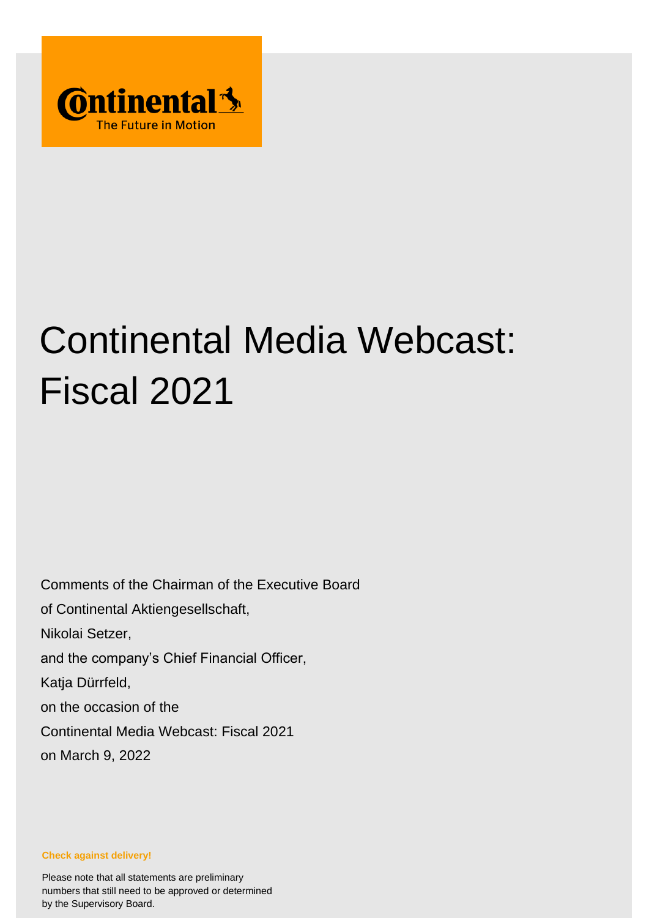Continental
The Future in Motion

# Continental Media Webcast: Fiscal 2021

Comments of the Chairman of the Executive Board
of Continental Aktiengesellschaft,
Nikolai Setzer,
and the company's Chief Financial Officer,
Katja Dürrfeld,
on the occasion of the
Continental Media Webcast: Fiscal 2021
on March 9, 2022

**Check against delivery!**

Please note that all statements are preliminary numbers that still need to be approved or determined by the Supervisory Board.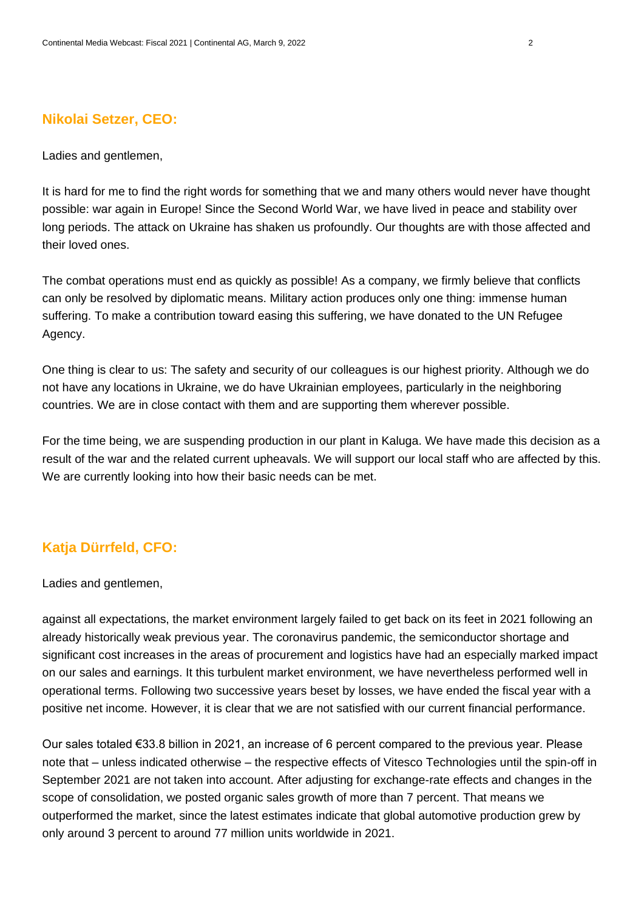## Nikolai Setzer, CEO:

Ladies and gentlemen,

It is hard for me to find the right words for something that we and many others would never have thought possible: war again in Europe! Since the Second World War, we have lived in peace and stability over long periods. The attack on Ukraine has shaken us profoundly. Our thoughts are with those affected and their loved ones.

The combat operations must end as quickly as possible! As a company, we firmly believe that conflicts can only be resolved by diplomatic means. Military action produces only one thing: immense human suffering. To make a contribution toward easing this suffering, we have donated to the UN Refugee Agency.

One thing is clear to us: The safety and security of our colleagues is our highest priority. Although we do not have any locations in Ukraine, we do have Ukrainian employees, particularly in the neighboring countries. We are in close contact with them and are supporting them wherever possible.

For the time being, we are suspending production in our plant in Kaluga. We have made this decision as a result of the war and the related current upheavals. We will support our local staff who are affected by this. We are currently looking into how their basic needs can be met.

## Katja Dürrfeld, CFO:

Ladies and gentlemen,

against all expectations, the market environment largely failed to get back on its feet in 2021 following an already historically weak previous year. The coronavirus pandemic, the semiconductor shortage and significant cost increases in the areas of procurement and logistics have had an especially marked impact on our sales and earnings. It this turbulent market environment, we have nevertheless performed well in operational terms. Following two successive years beset by losses, we have ended the fiscal year with a positive net income. However, it is clear that we are not satisfied with our current financial performance.

Our sales totaled €33.8 billion in 2021, an increase of 6 percent compared to the previous year. Please note that – unless indicated otherwise – the respective effects of Vitesco Technologies until the spin-off in September 2021 are not taken into account. After adjusting for exchange-rate effects and changes in the scope of consolidation, we posted organic sales growth of more than 7 percent. That means we outperformed the market, since the latest estimates indicate that global automotive production grew by only around 3 percent to around 77 million units worldwide in 2021.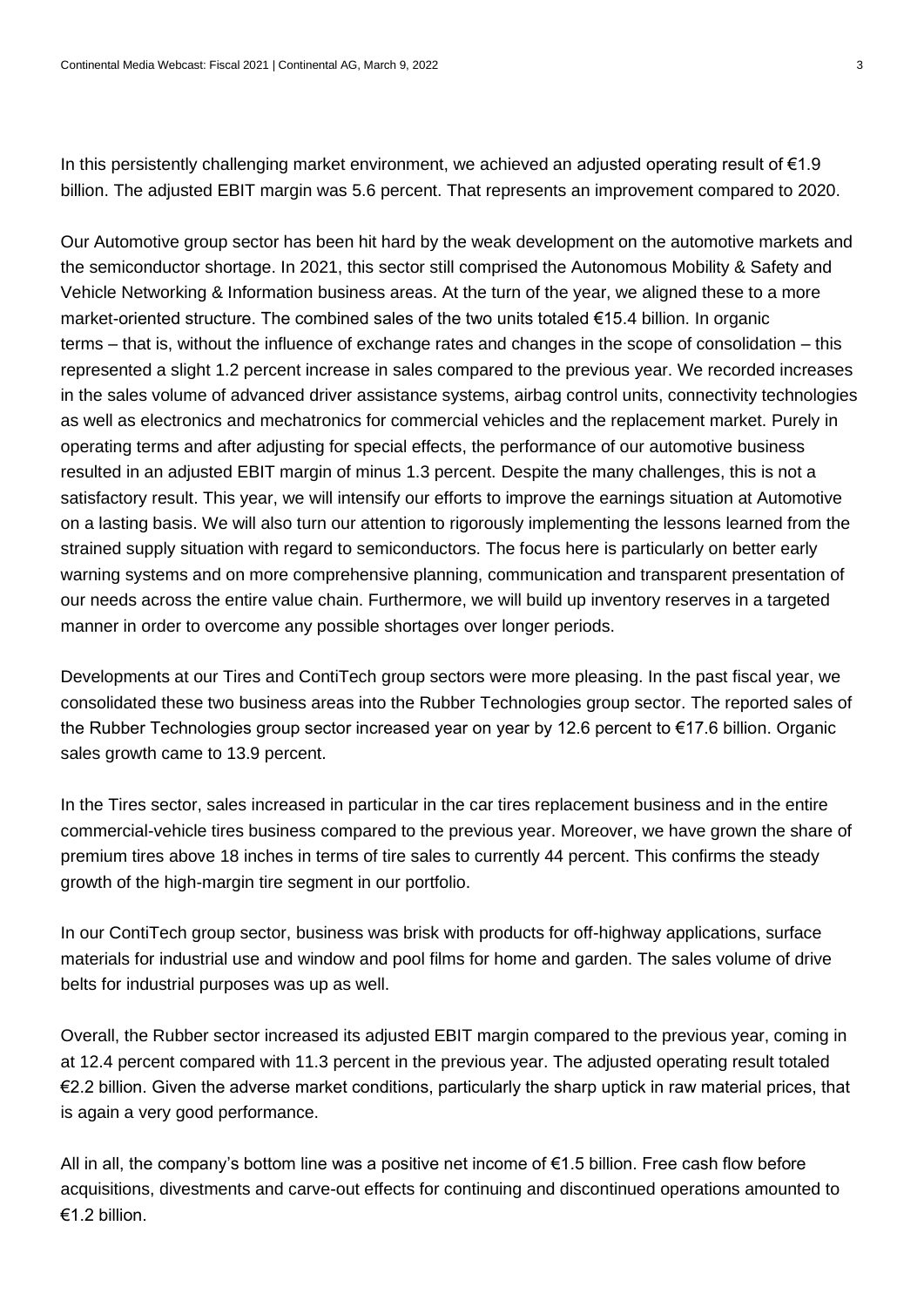In this persistently challenging market environment, we achieved an adjusted operating result of €1.9 billion. The adjusted EBIT margin was 5.6 percent. That represents an improvement compared to 2020.

Our Automotive group sector has been hit hard by the weak development on the automotive markets and the semiconductor shortage. In 2021, this sector still comprised the Autonomous Mobility & Safety and Vehicle Networking & Information business areas. At the turn of the year, we aligned these to a more market-oriented structure. The combined sales of the two units totaled €15.4 billion. In organic terms – that is, without the influence of exchange rates and changes in the scope of consolidation – this represented a slight 1.2 percent increase in sales compared to the previous year. We recorded increases in the sales volume of advanced driver assistance systems, airbag control units, connectivity technologies as well as electronics and mechatronics for commercial vehicles and the replacement market. Purely in operating terms and after adjusting for special effects, the performance of our automotive business resulted in an adjusted EBIT margin of minus 1.3 percent. Despite the many challenges, this is not a satisfactory result. This year, we will intensify our efforts to improve the earnings situation at Automotive on a lasting basis. We will also turn our attention to rigorously implementing the lessons learned from the strained supply situation with regard to semiconductors. The focus here is particularly on better early warning systems and on more comprehensive planning, communication and transparent presentation of our needs across the entire value chain. Furthermore, we will build up inventory reserves in a targeted manner in order to overcome any possible shortages over longer periods.

Developments at our Tires and ContiTech group sectors were more pleasing. In the past fiscal year, we consolidated these two business areas into the Rubber Technologies group sector. The reported sales of the Rubber Technologies group sector increased year on year by 12.6 percent to €17.6 billion. Organic sales growth came to 13.9 percent.

In the Tires sector, sales increased in particular in the car tires replacement business and in the entire commercial-vehicle tires business compared to the previous year. Moreover, we have grown the share of premium tires above 18 inches in terms of tire sales to currently 44 percent. This confirms the steady growth of the high-margin tire segment in our portfolio.

In our ContiTech group sector, business was brisk with products for off-highway applications, surface materials for industrial use and window and pool films for home and garden. The sales volume of drive belts for industrial purposes was up as well.

Overall, the Rubber sector increased its adjusted EBIT margin compared to the previous year, coming in at 12.4 percent compared with 11.3 percent in the previous year. The adjusted operating result totaled €2.2 billion. Given the adverse market conditions, particularly the sharp uptick in raw material prices, that is again a very good performance.

All in all, the company's bottom line was a positive net income of €1.5 billion. Free cash flow before acquisitions, divestments and carve-out effects for continuing and discontinued operations amounted to €1.2 billion.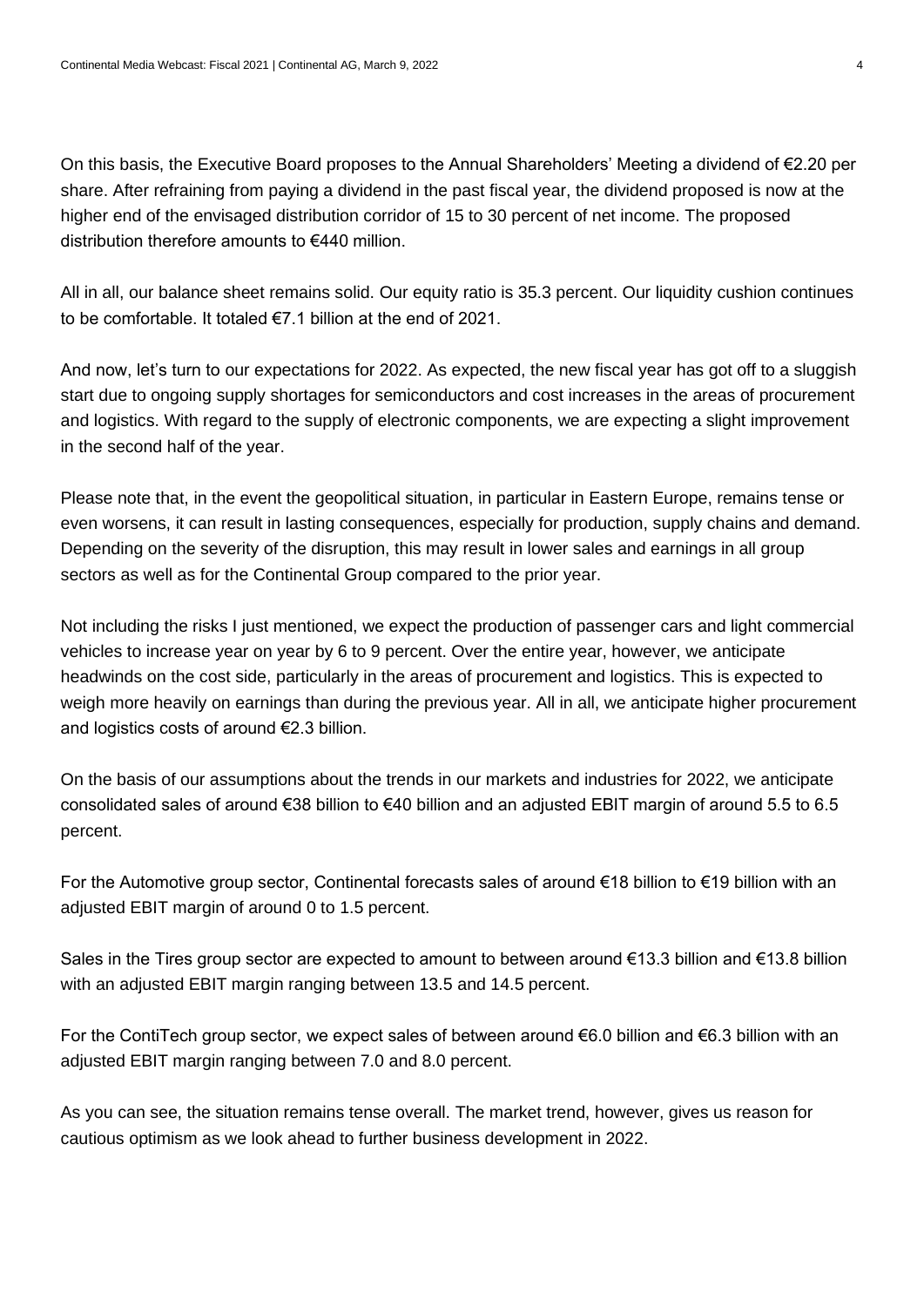On this basis, the Executive Board proposes to the Annual Shareholders' Meeting a dividend of €2.20 per share. After refraining from paying a dividend in the past fiscal year, the dividend proposed is now at the higher end of the envisaged distribution corridor of 15 to 30 percent of net income. The proposed distribution therefore amounts to €440 million.

All in all, our balance sheet remains solid. Our equity ratio is 35.3 percent. Our liquidity cushion continues to be comfortable. It totaled €7.1 billion at the end of 2021.

And now, let's turn to our expectations for 2022. As expected, the new fiscal year has got off to a sluggish start due to ongoing supply shortages for semiconductors and cost increases in the areas of procurement and logistics. With regard to the supply of electronic components, we are expecting a slight improvement in the second half of the year.

Please note that, in the event the geopolitical situation, in particular in Eastern Europe, remains tense or even worsens, it can result in lasting consequences, especially for production, supply chains and demand. Depending on the severity of the disruption, this may result in lower sales and earnings in all group sectors as well as for the Continental Group compared to the prior year.

Not including the risks I just mentioned, we expect the production of passenger cars and light commercial vehicles to increase year on year by 6 to 9 percent. Over the entire year, however, we anticipate headwinds on the cost side, particularly in the areas of procurement and logistics. This is expected to weigh more heavily on earnings than during the previous year. All in all, we anticipate higher procurement and logistics costs of around €2.3 billion.

On the basis of our assumptions about the trends in our markets and industries for 2022, we anticipate consolidated sales of around €38 billion to €40 billion and an adjusted EBIT margin of around 5.5 to 6.5 percent.

For the Automotive group sector, Continental forecasts sales of around €18 billion to €19 billion with an adjusted EBIT margin of around 0 to 1.5 percent.

Sales in the Tires group sector are expected to amount to between around €13.3 billion and €13.8 billion with an adjusted EBIT margin ranging between 13.5 and 14.5 percent.

For the ContiTech group sector, we expect sales of between around €6.0 billion and €6.3 billion with an adjusted EBIT margin ranging between 7.0 and 8.0 percent.

As you can see, the situation remains tense overall. The market trend, however, gives us reason for cautious optimism as we look ahead to further business development in 2022.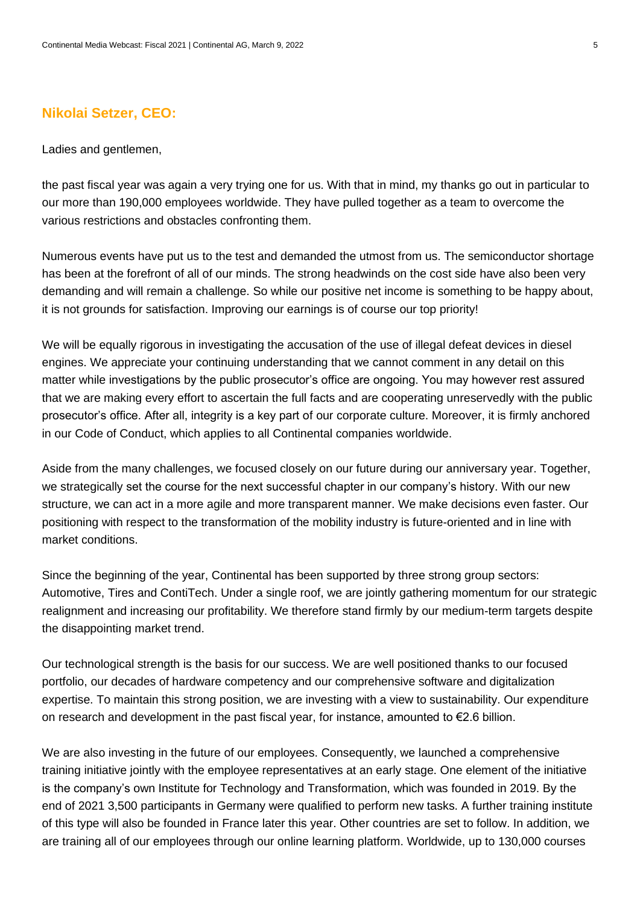**Nikolai Setzer, CEO:**

Ladies and gentlemen,

the past fiscal year was again a very trying one for us. With that in mind, my thanks go out in particular to our more than 190,000 employees worldwide. They have pulled together as a team to overcome the various restrictions and obstacles confronting them.

Numerous events have put us to the test and demanded the utmost from us. The semiconductor shortage has been at the forefront of all of our minds. The strong headwinds on the cost side have also been very demanding and will remain a challenge. So while our positive net income is something to be happy about, it is not grounds for satisfaction. Improving our earnings is of course our top priority!

We will be equally rigorous in investigating the accusation of the use of illegal defeat devices in diesel engines. We appreciate your continuing understanding that we cannot comment in any detail on this matter while investigations by the public prosecutor's office are ongoing. You may however rest assured that we are making every effort to ascertain the full facts and are cooperating unreservedly with the public prosecutor's office. After all, integrity is a key part of our corporate culture. Moreover, it is firmly anchored in our Code of Conduct, which applies to all Continental companies worldwide.

Aside from the many challenges, we focused closely on our future during our anniversary year. Together, we strategically set the course for the next successful chapter in our company's history. With our new structure, we can act in a more agile and more transparent manner. We make decisions even faster. Our positioning with respect to the transformation of the mobility industry is future-oriented and in line with market conditions.

Since the beginning of the year, Continental has been supported by three strong group sectors: Automotive, Tires and ContiTech. Under a single roof, we are jointly gathering momentum for our strategic realignment and increasing our profitability. We therefore stand firmly by our medium-term targets despite the disappointing market trend.

Our technological strength is the basis for our success. We are well positioned thanks to our focused portfolio, our decades of hardware competency and our comprehensive software and digitalization expertise. To maintain this strong position, we are investing with a view to sustainability. Our expenditure on research and development in the past fiscal year, for instance, amounted to €2.6 billion.

We are also investing in the future of our employees. Consequently, we launched a comprehensive training initiative jointly with the employee representatives at an early stage. One element of the initiative is the company's own Institute for Technology and Transformation, which was founded in 2019. By the end of 2021 3,500 participants in Germany were qualified to perform new tasks. A further training institute of this type will also be founded in France later this year. Other countries are set to follow. In addition, we are training all of our employees through our online learning platform. Worldwide, up to 130,000 courses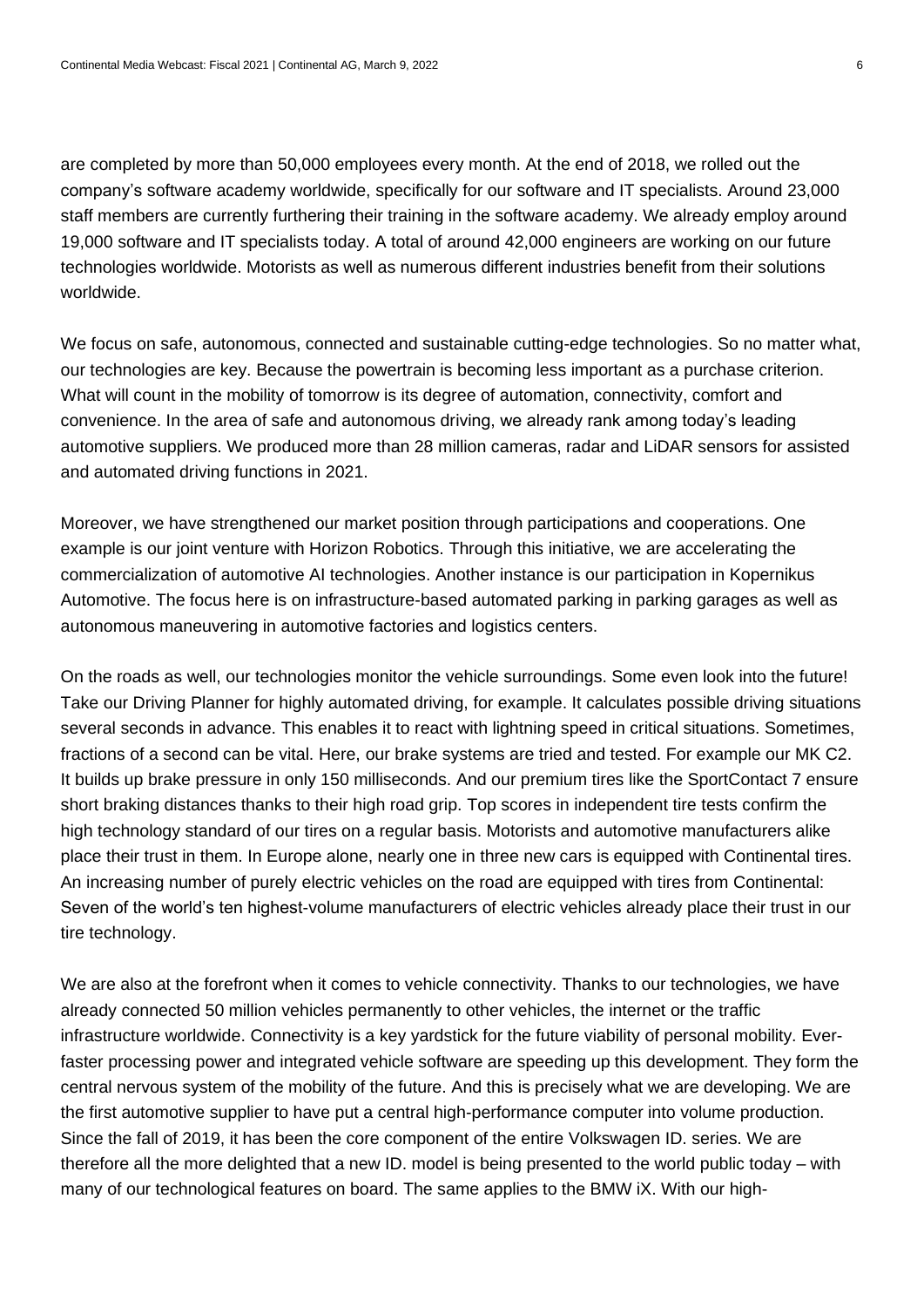are completed by more than 50,000 employees every month. At the end of 2018, we rolled out the company's software academy worldwide, specifically for our software and IT specialists. Around 23,000 staff members are currently furthering their training in the software academy. We already employ around 19,000 software and IT specialists today. A total of around 42,000 engineers are working on our future technologies worldwide. Motorists as well as numerous different industries benefit from their solutions worldwide.

We focus on safe, autonomous, connected and sustainable cutting-edge technologies. So no matter what, our technologies are key. Because the powertrain is becoming less important as a purchase criterion. What will count in the mobility of tomorrow is its degree of automation, connectivity, comfort and convenience. In the area of safe and autonomous driving, we already rank among today's leading automotive suppliers. We produced more than 28 million cameras, radar and LiDAR sensors for assisted and automated driving functions in 2021.

Moreover, we have strengthened our market position through participations and cooperations. One example is our joint venture with Horizon Robotics. Through this initiative, we are accelerating the commercialization of automotive AI technologies. Another instance is our participation in Kopernikus Automotive. The focus here is on infrastructure-based automated parking in parking garages as well as autonomous maneuvering in automotive factories and logistics centers.

On the roads as well, our technologies monitor the vehicle surroundings. Some even look into the future! Take our Driving Planner for highly automated driving, for example. It calculates possible driving situations several seconds in advance. This enables it to react with lightning speed in critical situations. Sometimes, fractions of a second can be vital. Here, our brake systems are tried and tested. For example our MK C2. It builds up brake pressure in only 150 milliseconds. And our premium tires like the SportContact 7 ensure short braking distances thanks to their high road grip. Top scores in independent tire tests confirm the high technology standard of our tires on a regular basis. Motorists and automotive manufacturers alike place their trust in them. In Europe alone, nearly one in three new cars is equipped with Continental tires. An increasing number of purely electric vehicles on the road are equipped with tires from Continental: Seven of the world's ten highest-volume manufacturers of electric vehicles already place their trust in our tire technology.

We are also at the forefront when it comes to vehicle connectivity. Thanks to our technologies, we have already connected 50 million vehicles permanently to other vehicles, the internet or the traffic infrastructure worldwide. Connectivity is a key yardstick for the future viability of personal mobility. Ever-faster processing power and integrated vehicle software are speeding up this development. They form the central nervous system of the mobility of the future. And this is precisely what we are developing. We are the first automotive supplier to have put a central high-performance computer into volume production. Since the fall of 2019, it has been the core component of the entire Volkswagen ID. series. We are therefore all the more delighted that a new ID. model is being presented to the world public today – with many of our technological features on board. The same applies to the BMW iX. With our high-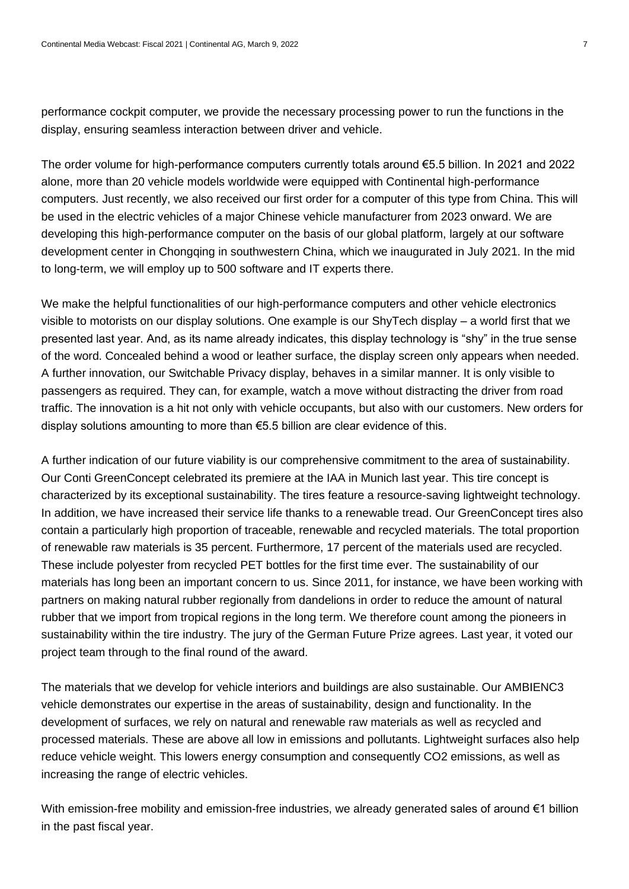performance cockpit computer, we provide the necessary processing power to run the functions in the display, ensuring seamless interaction between driver and vehicle.

The order volume for high-performance computers currently totals around €5.5 billion. In 2021 and 2022 alone, more than 20 vehicle models worldwide were equipped with Continental high-performance computers. Just recently, we also received our first order for a computer of this type from China. This will be used in the electric vehicles of a major Chinese vehicle manufacturer from 2023 onward. We are developing this high-performance computer on the basis of our global platform, largely at our software development center in Chongqing in southwestern China, which we inaugurated in July 2021. In the mid to long-term, we will employ up to 500 software and IT experts there.

We make the helpful functionalities of our high-performance computers and other vehicle electronics visible to motorists on our display solutions. One example is our ShyTech display – a world first that we presented last year. And, as its name already indicates, this display technology is "shy" in the true sense of the word. Concealed behind a wood or leather surface, the display screen only appears when needed. A further innovation, our Switchable Privacy display, behaves in a similar manner. It is only visible to passengers as required. They can, for example, watch a move without distracting the driver from road traffic. The innovation is a hit not only with vehicle occupants, but also with our customers. New orders for display solutions amounting to more than €5.5 billion are clear evidence of this.

A further indication of our future viability is our comprehensive commitment to the area of sustainability. Our Conti GreenConcept celebrated its premiere at the IAA in Munich last year. This tire concept is characterized by its exceptional sustainability. The tires feature a resource-saving lightweight technology. In addition, we have increased their service life thanks to a renewable tread. Our GreenConcept tires also contain a particularly high proportion of traceable, renewable and recycled materials. The total proportion of renewable raw materials is 35 percent. Furthermore, 17 percent of the materials used are recycled. These include polyester from recycled PET bottles for the first time ever. The sustainability of our materials has long been an important concern to us. Since 2011, for instance, we have been working with partners on making natural rubber regionally from dandelions in order to reduce the amount of natural rubber that we import from tropical regions in the long term. We therefore count among the pioneers in sustainability within the tire industry. The jury of the German Future Prize agrees. Last year, it voted our project team through to the final round of the award.

The materials that we develop for vehicle interiors and buildings are also sustainable. Our AMBIENC3 vehicle demonstrates our expertise in the areas of sustainability, design and functionality. In the development of surfaces, we rely on natural and renewable raw materials as well as recycled and processed materials. These are above all low in emissions and pollutants. Lightweight surfaces also help reduce vehicle weight. This lowers energy consumption and consequently $CO_2$ emissions, as well as increasing the range of electric vehicles.

With emission-free mobility and emission-free industries, we already generated sales of around €1 billion in the past fiscal year.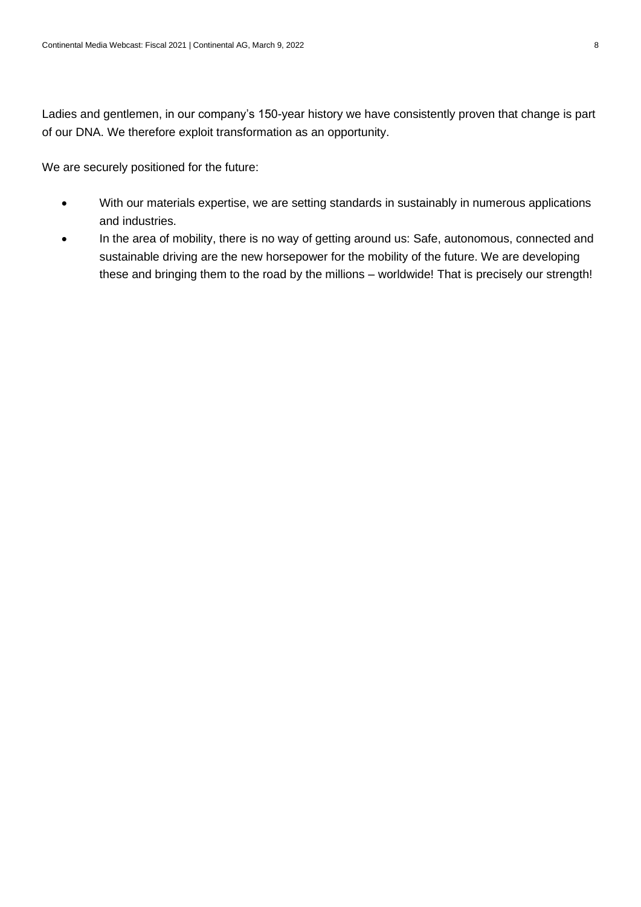Ladies and gentlemen, in our company's 150-year history we have consistently proven that change is part of our DNA. We therefore exploit transformation as an opportunity.

We are securely positioned for the future:

- With our materials expertise, we are setting standards in sustainably in numerous applications and industries.
- In the area of mobility, there is no way of getting around us: Safe, autonomous, connected and sustainable driving are the new horsepower for the mobility of the future. We are developing these and bringing them to the road by the millions – worldwide! That is precisely our strength!